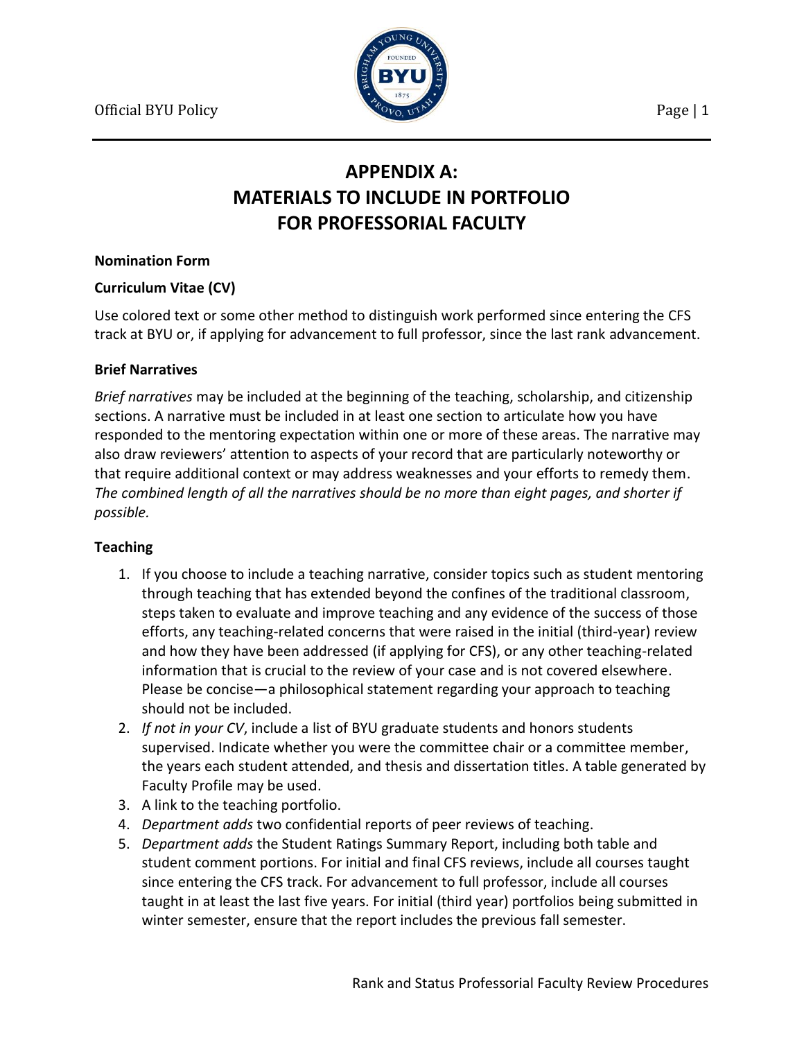# APPENDIX A: MATERIALS TO INCLUDE IN PORTFOLIO FOR PROFESSORIAL FACULTY

**Nomination Form**

**Curriculum Vitae (CV)**

Use colored text or some other method to distinguish work performed since entering the CFS track at BYU or, if applying for advancement to full professor, since the last rank advancement.

**Brief Narratives**

*Brief narratives* may be included at the beginning of the teaching, scholarship, and citizenship sections. A narrative must be included in at least one section to articulate how you have responded to the mentoring expectation within one or more of these areas. The narrative may also draw reviewers' attention to aspects of your record that are particularly noteworthy or that require additional context or may address weaknesses and your efforts to remedy them. *The combined length of all the narratives should be no more than eight pages, and shorter if possible.*

**Teaching**

1. If you choose to include a teaching narrative, consider topics such as student mentoring through teaching that has extended beyond the confines of the traditional classroom, steps taken to evaluate and improve teaching and any evidence of the success of those efforts, any teaching-related concerns that were raised in the initial (third-year) review and how they have been addressed (if applying for CFS), or any other teaching-related information that is crucial to the review of your case and is not covered elsewhere. Please be concise—a philosophical statement regarding your approach to teaching should not be included.
2. *If not in your CV*, include a list of BYU graduate students and honors students supervised. Indicate whether you were the committee chair or a committee member, the years each student attended, and thesis and dissertation titles. A table generated by Faculty Profile may be used.
3. A link to the teaching portfolio.
4. *Department adds* two confidential reports of peer reviews of teaching.
5. *Department adds* the Student Ratings Summary Report, including both table and student comment portions. For initial and final CFS reviews, include all courses taught since entering the CFS track. For advancement to full professor, include all courses taught in at least the last five years. For initial (third year) portfolios being submitted in winter semester, ensure that the report includes the previous fall semester.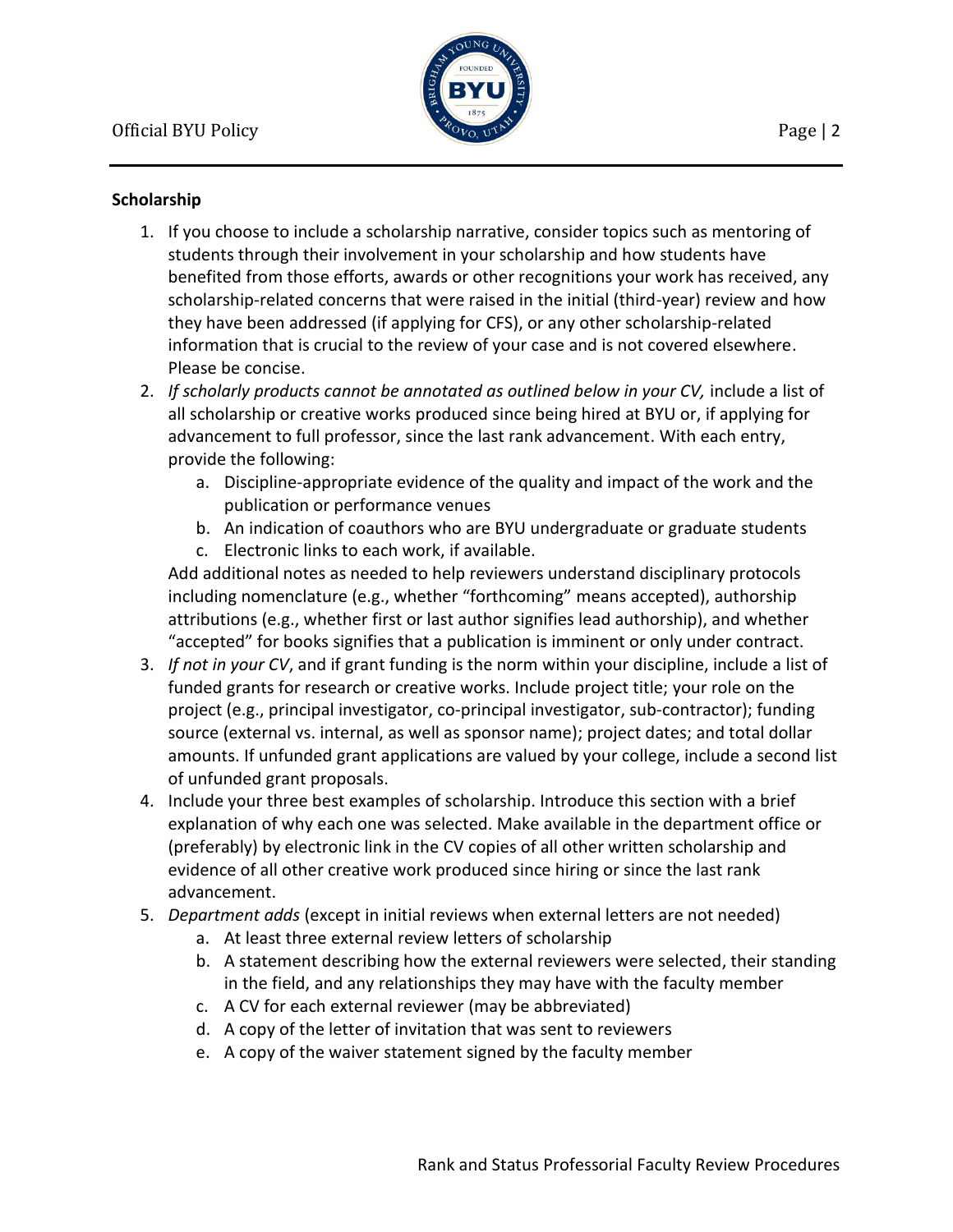**Scholarship**

1. If you choose to include a scholarship narrative, consider topics such as mentoring of students through their involvement in your scholarship and how students have benefited from those efforts, awards or other recognitions your work has received, any scholarship-related concerns that were raised in the initial (third-year) review and how they have been addressed (if applying for CFS), or any other scholarship-related information that is crucial to the review of your case and is not covered elsewhere. Please be concise.
2. *If scholarly products cannot be annotated as outlined below in your CV,* include a list of all scholarship or creative works produced since being hired at BYU or, if applying for advancement to full professor, since the last rank advancement. With each entry, provide the following:
   a. Discipline-appropriate evidence of the quality and impact of the work and the publication or performance venues
   b. An indication of coauthors who are BYU undergraduate or graduate students
   c. Electronic links to each work, if available.

   Add additional notes as needed to help reviewers understand disciplinary protocols including nomenclature (e.g., whether "forthcoming" means accepted), authorship attributions (e.g., whether first or last author signifies lead authorship), and whether "accepted" for books signifies that a publication is imminent or only under contract.
3. *If not in your CV*, and if grant funding is the norm within your discipline, include a list of funded grants for research or creative works. Include project title; your role on the project (e.g., principal investigator, co-principal investigator, sub-contractor); funding source (external vs. internal, as well as sponsor name); project dates; and total dollar amounts. If unfunded grant applications are valued by your college, include a second list of unfunded grant proposals.
4. Include your three best examples of scholarship. Introduce this section with a brief explanation of why each one was selected. Make available in the department office or (preferably) by electronic link in the CV copies of all other written scholarship and evidence of all other creative work produced since hiring or since the last rank advancement.
5. *Department adds* (except in initial reviews when external letters are not needed)
   a. At least three external review letters of scholarship
   b. A statement describing how the external reviewers were selected, their standing in the field, and any relationships they may have with the faculty member
   c. A CV for each external reviewer (may be abbreviated)
   d. A copy of the letter of invitation that was sent to reviewers
   e. A copy of the waiver statement signed by the faculty member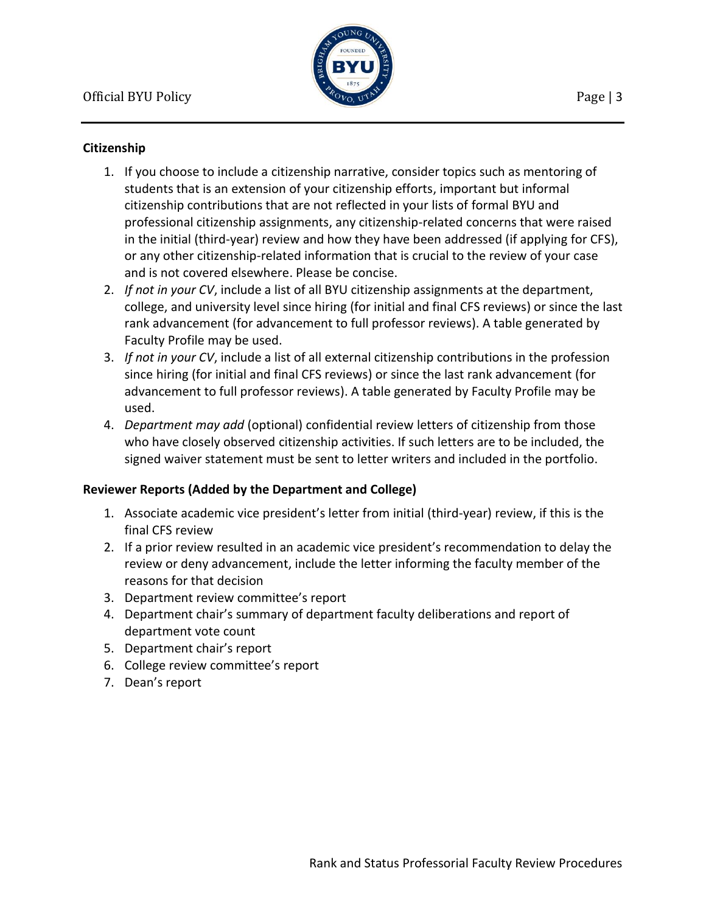**Citizenship**

1. If you choose to include a citizenship narrative, consider topics such as mentoring of students that is an extension of your citizenship efforts, important but informal citizenship contributions that are not reflected in your lists of formal BYU and professional citizenship assignments, any citizenship-related concerns that were raised in the initial (third-year) review and how they have been addressed (if applying for CFS), or any other citizenship-related information that is crucial to the review of your case and is not covered elsewhere. Please be concise.
2. *If not in your CV*, include a list of all BYU citizenship assignments at the department, college, and university level since hiring (for initial and final CFS reviews) or since the last rank advancement (for advancement to full professor reviews). A table generated by Faculty Profile may be used.
3. *If not in your CV*, include a list of all external citizenship contributions in the profession since hiring (for initial and final CFS reviews) or since the last rank advancement (for advancement to full professor reviews). A table generated by Faculty Profile may be used.
4. *Department may add* (optional) confidential review letters of citizenship from those who have closely observed citizenship activities. If such letters are to be included, the signed waiver statement must be sent to letter writers and included in the portfolio.

**Reviewer Reports (Added by the Department and College)**

1. Associate academic vice president's letter from initial (third-year) review, if this is the final CFS review
2. If a prior review resulted in an academic vice president's recommendation to delay the review or deny advancement, include the letter informing the faculty member of the reasons for that decision
3. Department review committee's report
4. Department chair's summary of department faculty deliberations and report of department vote count
5. Department chair's report
6. College review committee's report
7. Dean's report